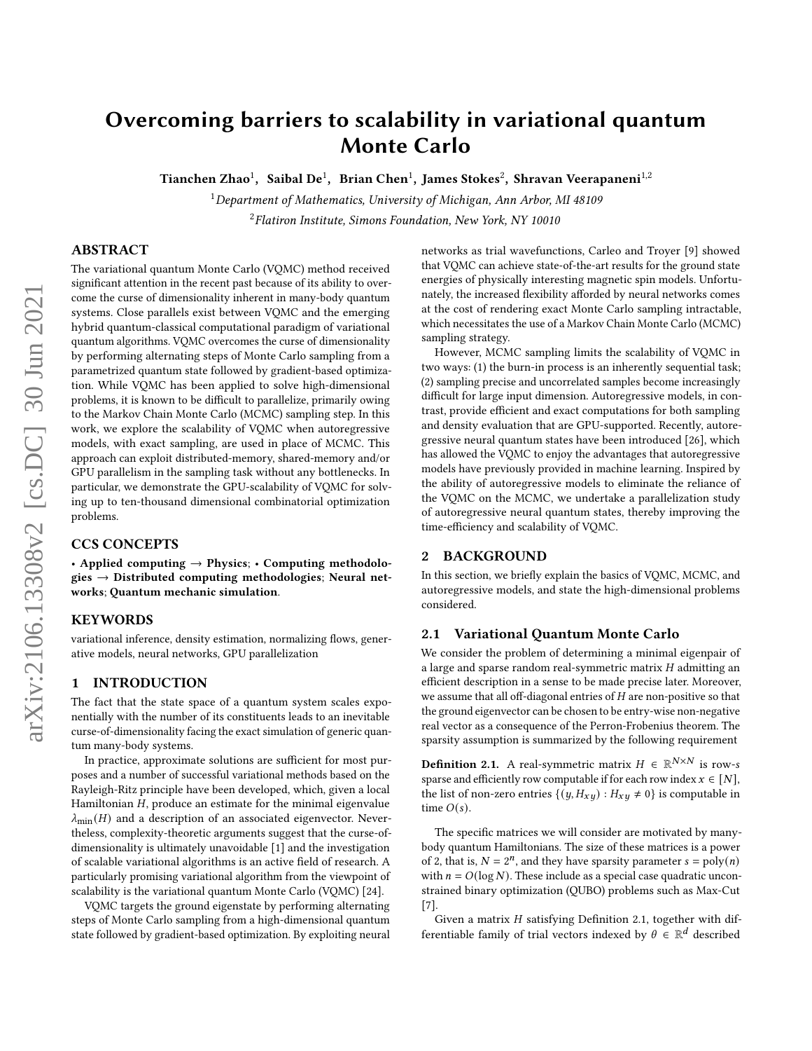# Overcoming barriers to scalability in variational quantum Monte Carlo

Tianchen Zhao[1], Saibal De[1], Brian Chen[1], James Stokes[2], Shravan Veerapaneni[1,2]

[1]*Department of Mathematics, University of Michigan, Ann Arbor, MI 48109*

[2]*Flatiron Institute, Simons Foundation, New York, NY 10010*

## ABSTRACT

The variational quantum Monte Carlo (VQMC) method received significant attention in the recent past because of its ability to overcome the curse of dimensionality inherent in many-body quantum systems. Close parallels exist between VQMC and the emerging hybrid quantum-classical computational paradigm of variational quantum algorithms. VQMC overcomes the curse of dimensionality by performing alternating steps of Monte Carlo sampling from a parametrized quantum state followed by gradient-based optimization. While VQMC has been applied to solve high-dimensional problems, it is known to be difficult to parallelize, primarily owing to the Markov Chain Monte Carlo (MCMC) sampling step. In this work, we explore the scalability of VQMC when autoregressive models, with exact sampling, are used in place of MCMC. This approach can exploit distributed-memory, shared-memory and/or GPU parallelism in the sampling task without any bottlenecks. In particular, we demonstrate the GPU-scalability of VQMC for solving up to ten-thousand dimensional combinatorial optimization problems.

## CCS CONCEPTS

• **Applied computing → Physics**; • **Computing methodologies → Distributed computing methodologies**; **Neural networks**; **Quantum mechanic simulation**.

## KEYWORDS

variational inference, density estimation, normalizing flows, generative models, neural networks, GPU parallelization

## 1 INTRODUCTION

The fact that the state space of a quantum system scales exponentially with the number of its constituents leads to an inevitable curse-of-dimensionality facing the exact simulation of generic quantum many-body systems.

In practice, approximate solutions are sufficient for most purposes and a number of successful variational methods based on the Rayleigh-Ritz principle have been developed, which, given a local Hamiltonian $H$, produce an estimate for the minimal eigenvalue $\lambda_{\min}(H)$ and a description of an associated eigenvector. Nevertheless, complexity-theoretic arguments suggest that the curse-of-dimensionality is ultimately unavoidable [1] and the investigation of scalable variational algorithms is an active field of research. A particularly promising variational algorithm from the viewpoint of scalability is the variational quantum Monte Carlo (VQMC) [24].

VQMC targets the ground eigenstate by performing alternating steps of Monte Carlo sampling from a high-dimensional quantum state followed by gradient-based optimization. By exploiting neural networks as trial wavefunctions, Carleo and Troyer [9] showed that VQMC can achieve state-of-the-art results for the ground state energies of physically interesting magnetic spin models. Unfortunately, the increased flexibility afforded by neural networks comes at the cost of rendering exact Monte Carlo sampling intractable, which necessitates the use of a Markov Chain Monte Carlo (MCMC) sampling strategy.

However, MCMC sampling limits the scalability of VQMC in two ways: (1) the burn-in process is an inherently sequential task; (2) sampling precise and uncorrelated samples become increasingly difficult for large input dimension. Autoregressive models, in contrast, provide efficient and exact computations for both sampling and density evaluation that are GPU-supported. Recently, autoregressive neural quantum states have been introduced [26], which has allowed the VQMC to enjoy the advantages that autoregressive models have previously provided in machine learning. Inspired by the ability of autoregressive models to eliminate the reliance of the VQMC on the MCMC, we undertake a parallelization study of autoregressive neural quantum states, thereby improving the time-efficiency and scalability of VQMC.

## 2 BACKGROUND

In this section, we briefly explain the basics of VQMC, MCMC, and autoregressive models, and state the high-dimensional problems considered.

### 2.1 Variational Quantum Monte Carlo

We consider the problem of determining a minimal eigenpair of a large and sparse random real-symmetric matrix $H$ admitting an efficient description in a sense to be made precise later. Moreover, we assume that all off-diagonal entries of $H$ are non-positive so that the ground eigenvector can be chosen to be entry-wise non-negative real vector as a consequence of the Perron-Frobenius theorem. The sparsity assumption is summarized by the following requirement

**Definition 2.1.** A real-symmetric matrix $H \in \mathbb{R}^{N \times N}$ is row-$s$ sparse and efficiently row computable if for each row index $x \in [N]$, the list of non-zero entries $\{(y, H_{xy}) : H_{xy} \neq 0\}$ is computable in time $O(s)$.

The specific matrices we will consider are motivated by many-body quantum Hamiltonians. The size of these matrices is a power of 2, that is, $N = 2^n$, and they have sparsity parameter $s = \text{poly}(n)$ with $n = O(\log N)$. These include as a special case quadratic unconstrained binary optimization (QUBO) problems such as Max-Cut [7].

Given a matrix $H$ satisfying Definition 2.1, together with differentiable family of trial vectors indexed by $\theta \in \mathbb{R}^d$ described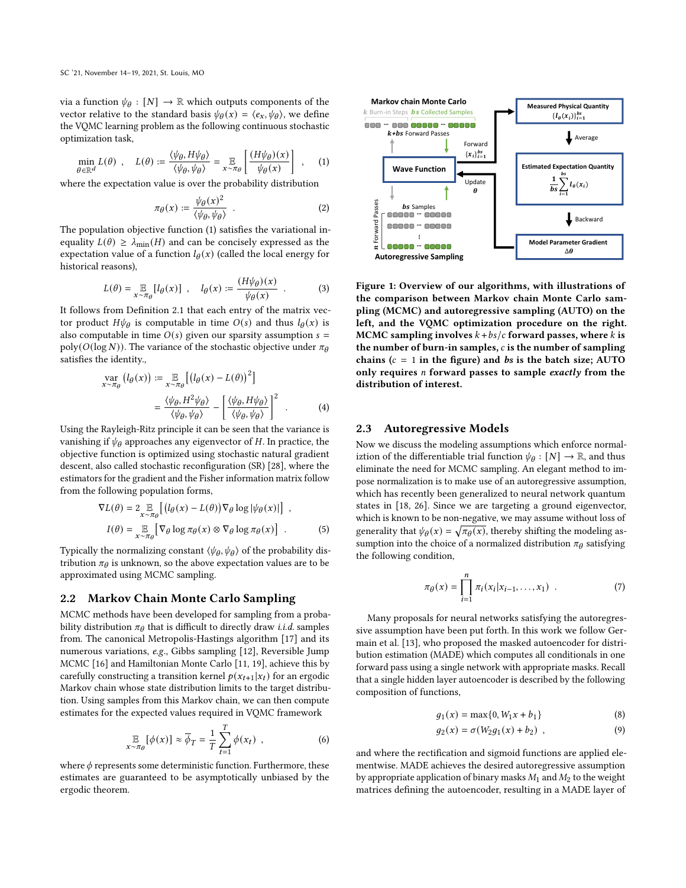via a function $\psi_\theta : [N] \to \mathbb{R}$ which outputs components of the vector relative to the standard basis $\psi_\theta(x) = \langle e_x, \psi_\theta \rangle$, we define the VQMC learning problem as the following continuous stochastic optimization task,

$$\min_{\theta \in \mathbb{R}^d} L(\theta) \ , \quad L(\theta) := \frac{\langle \psi_\theta, H\psi_\theta \rangle}{\langle \psi_\theta, \psi_\theta \rangle} = \mathop{\mathbb{E}}_{x \sim \pi_\theta} \left[ \frac{(H\psi_\theta)(x)}{\psi_\theta(x)} \right] \ , \quad (1)$$

where the expectation value is over the probability distribution

$$\pi_\theta(x) := \frac{\psi_\theta(x)^2}{\langle \psi_\theta, \psi_\theta \rangle} \ . \quad (2)$$

The population objective function (1) satisfies the variational inequality $L(\theta) \geq \lambda_{\min}(H)$ and can be concisely expressed as the expectation value of a function $l_\theta(x)$ (called the local energy for historical reasons),

$$L(\theta) = \mathop{\mathbb{E}}_{x \sim \pi_\theta} [l_\theta(x)] \ , \quad l_\theta(x) := \frac{(H\psi_\theta)(x)}{\psi_\theta(x)} \ . \quad (3)$$

It follows from Definition 2.1 that each entry of the matrix vector product $H\psi_\theta$ is computable in time $O(s)$ and thus $l_\theta(x)$ is also computable in time $O(s)$ given our sparsity assumption $s = \text{poly}(O(\log N))$. The variance of the stochastic objective under $\pi_\theta$ satisfies the identity.,

$$\begin{aligned} \mathop{\text{var}}_{x \sim \pi_\theta} (l_\theta(x)) &:= \mathop{\mathbb{E}}_{x \sim \pi_\theta} \left[ \left( l_\theta(x) - L(\theta) \right)^2 \right] \\ &= \frac{\langle \psi_\theta, H^2 \psi_\theta \rangle}{\langle \psi_\theta, \psi_\theta \rangle} - \left[ \frac{\langle \psi_\theta, H\psi_\theta \rangle}{\langle \psi_\theta, \psi_\theta \rangle} \right]^2 \ . \end{aligned} \quad (4)$$

Using the Rayleigh-Ritz principle it can be seen that the variance is vanishing if $\psi_\theta$ approaches any eigenvector of $H$. In practice, the objective function is optimized using stochastic natural gradient descent, also called stochastic reconfiguration (SR) [28], where the estimators for the gradient and the Fisher information matrix follow from the following population forms,

$$\begin{aligned} \nabla L(\theta) &= 2 \mathop{\mathbb{E}}_{x \sim \pi_\theta} \left[ \left( l_\theta(x) - L(\theta) \right) \nabla_\theta \log |\psi_\theta(x)| \right] \ , \\ I(\theta) &= \mathop{\mathbb{E}}_{x \sim \pi_\theta} \left[ \nabla_\theta \log \pi_\theta(x) \otimes \nabla_\theta \log \pi_\theta(x) \right] \ . \end{aligned} \quad (5)$$

Typically the normalizing constant $\langle \psi_\theta, \psi_\theta \rangle$ of the probability distribution $\pi_\theta$ is unknown, so the above expectation values are to be approximated using MCMC sampling.

## 2.2 Markov Chain Monte Carlo Sampling

MCMC methods have been developed for sampling from a probability distribution $\pi_\theta$ that is difficult to directly draw *i.i.d.* samples from. The canonical Metropolis-Hastings algorithm [17] and its numerous variations, *e.g.*, Gibbs sampling [12], Reversible Jump MCMC [16] and Hamiltonian Monte Carlo [11, 19], achieve this by carefully constructing a transition kernel $p(x_{t+1}|x_t)$ for an ergodic Markov chain whose state distribution limits to the target distribution. Using samples from this Markov chain, we can then compute estimates for the expected values required in VQMC framework

$$\mathop{\mathbb{E}}_{x \sim \pi_\theta} [\phi(x)] \approx \overline{\phi}_T = \frac{1}{T} \sum_{t=1}^{T} \phi(x_t) \ , \quad (6)$$

where $\phi$ represents some deterministic function. Furthermore, these estimates are guaranteed to be asymptotically unbiased by the ergodic theorem.

Markov chain Monte Carlo

*k* Burn-in Steps *bs* Collected Samples

*k+bs* Forward Passes

Forward $\{x_i\}_{i=1}^{bs}$

Wave Function

Update $\theta$

*bs* Samples

*n* Forward Passes

Autoregressive Sampling

Measured Physical Quantity $\{l_\theta(x_i)\}_{i=1}^{bs}$

Average

Estimated Expectation Quantity $\frac{1}{bs}\sum_{i=1}^{bs} l_\theta(x_i)$

Backward

Model Parameter Gradient $\Delta\theta$

**Figure 1: Overview of our algorithms, with illustrations of the comparison between Markov chain Monte Carlo sampling (MCMC) and autoregressive sampling (AUTO) on the left, and the VQMC optimization procedure on the right. MCMC sampling involves $k + bs/c$ forward passes, where $k$ is the number of burn-in samples, $c$ is the number of sampling chains ($c = 1$ in the figure) and $bs$ is the batch size; AUTO only requires $n$ forward passes to sample *exactly* from the distribution of interest.**

## 2.3 Autoregressive Models

Now we discuss the modeling assumptions which enforce normaliztion of the differentiable trial function $\psi_\theta : [N] \to \mathbb{R}$, and thus eliminate the need for MCMC sampling. An elegant method to impose normalization is to make use of an autoregressive assumption, which has recently been generalized to neural network quantum states in [18, 26]. Since we are targeting a ground eigenvector, which is known to be non-negative, we may assume without loss of generality that $\psi_\theta(x) = \sqrt{\pi_\theta(x)}$, thereby shifting the modeling assumption into the choice of a normalized distribution $\pi_\theta$ satisfying the following condition,

$$\pi_\theta(x) = \prod_{i=1}^{n} \pi_i(x_i | x_{i-1}, \ldots, x_1) \ . \quad (7)$$

Many proposals for neural networks satisfying the autoregressive assumption have been put forth. In this work we follow Germain et al. [13], who proposed the masked autoencoder for distribution estimation (MADE) which computes all conditionals in one forward pass using a single network with appropriate masks. Recall that a single hidden layer autoencoder is described by the following composition of functions,

$$g_1(x) = \max\{0, W_1 x + b_1\} \quad (8)$$

$$g_2(x) = \sigma(W_2 g_1(x) + b_2) \ , \quad (9)$$

and where the rectification and sigmoid functions are applied elementwise. MADE achieves the desired autoregressive assumption by appropriate application of binary masks $M_1$ and $M_2$ to the weight matrices defining the autoencoder, resulting in a MADE layer of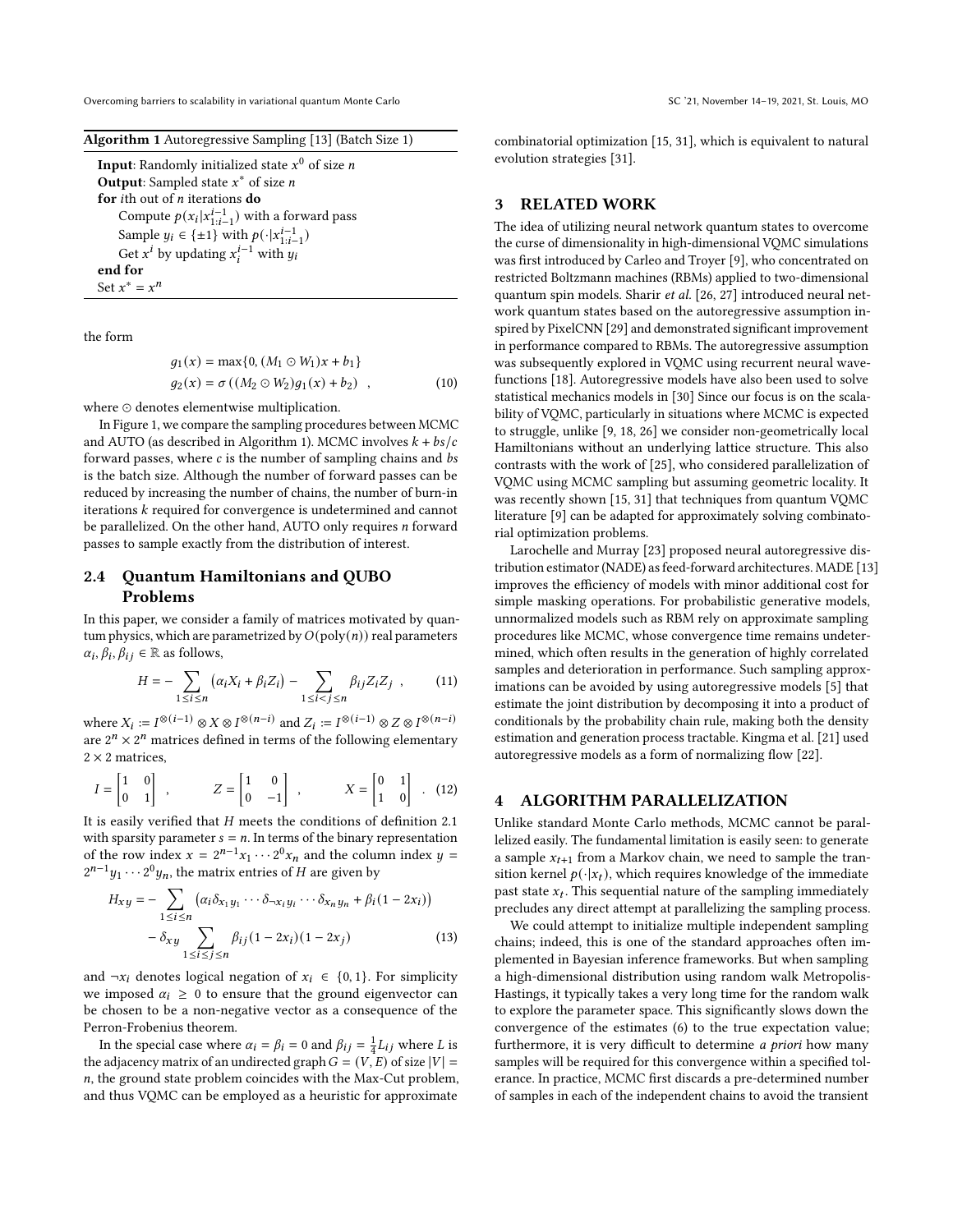**Algorithm 1** Autoregressive Sampling [13] (Batch Size 1)

**Input**: Randomly initialized state $x^0$ of size $n$
**Output**: Sampled state $x^*$ of size $n$
**for** $i$th out of $n$ iterations **do**
  Compute $p(x_i|x^{i-1}_{1:i-1})$ with a forward pass
  Sample $y_i \in \{\pm 1\}$ with $p(\cdot|x^{i-1}_{1:i-1})$
  Get $x^i$ by updating $x^{i-1}_i$ with $y_i$
**end for**
Set $x^* = x^n$

the form

$$g_1(x) = \max\{0, (M_1 \odot W_1)x + b_1\}$$
$$g_2(x) = \sigma\left((M_2 \odot W_2)g_1(x) + b_2\right) \quad , \tag{10}$$

where $\odot$ denotes elementwise multiplication.

In Figure 1, we compare the sampling procedures between MCMC and AUTO (as described in Algorithm 1). MCMC involves $k + bs/c$ forward passes, where $c$ is the number of sampling chains and $bs$ is the batch size. Although the number of forward passes can be reduced by increasing the number of chains, the number of burn-in iterations $k$ required for convergence is undetermined and cannot be parallelized. On the other hand, AUTO only requires $n$ forward passes to sample exactly from the distribution of interest.

## 2.4 Quantum Hamiltonians and QUBO Problems

In this paper, we consider a family of matrices motivated by quantum physics, which are parametrized by $O(\text{poly}(n))$ real parameters $\alpha_i, \beta_i, \beta_{ij} \in \mathbb{R}$ as follows,

$$H = -\sum_{1 \le i \le n} \left(\alpha_i X_i + \beta_i Z_i\right) - \sum_{1 \le i < j \le n} \beta_{ij} Z_i Z_j \quad , \tag{11}$$

where $X_i := I^{\otimes(i-1)} \otimes X \otimes I^{\otimes(n-i)}$ and $Z_i := I^{\otimes(i-1)} \otimes Z \otimes I^{\otimes(n-i)}$ are $2^n \times 2^n$ matrices defined in terms of the following elementary $2 \times 2$ matrices,

$$I = \begin{bmatrix} 1 & 0 \\ 0 & 1 \end{bmatrix} \quad , \qquad Z = \begin{bmatrix} 1 & 0 \\ 0 & -1 \end{bmatrix} \quad , \qquad X = \begin{bmatrix} 0 & 1 \\ 1 & 0 \end{bmatrix} \quad . \tag{12}$$

It is easily verified that $H$ meets the conditions of definition 2.1 with sparsity parameter $s = n$. In terms of the binary representation of the row index $x = 2^{n-1}x_1 \cdots 2^0 x_n$ and the column index $y = 2^{n-1}y_1 \cdots 2^0 y_n$, the matrix entries of $H$ are given by

$$H_{xy} = -\sum_{1 \le i \le n} \left(\alpha_i \delta_{x_1 y_1} \cdots \delta_{\neg x_i y_i} \cdots \delta_{x_n y_n} + \beta_i (1 - 2x_i)\right)$$
$$- \delta_{xy} \sum_{1 \le i \le j \le n} \beta_{ij}(1 - 2x_i)(1 - 2x_j) \tag{13}$$

and $\neg x_i$ denotes logical negation of $x_i \in \{0, 1\}$. For simplicity we imposed $\alpha_i \ge 0$ to ensure that the ground eigenvector can be chosen to be a non-negative vector as a consequence of the Perron-Frobenius theorem.

In the special case where $\alpha_i = \beta_i = 0$ and $\beta_{ij} = \frac{1}{4}L_{ij}$ where $L$ is the adjacency matrix of an undirected graph $G = (V, E)$ of size $|V| = n$, the ground state problem coincides with the Max-Cut problem, and thus VQMC can be employed as a heuristic for approximate combinatorial optimization [15, 31], which is equivalent to natural evolution strategies [31].

# 3 RELATED WORK

The idea of utilizing neural network quantum states to overcome the curse of dimensionality in high-dimensional VQMC simulations was first introduced by Carleo and Troyer [9], who concentrated on restricted Boltzmann machines (RBMs) applied to two-dimensional quantum spin models. Sharir *et al.* [26, 27] introduced neural network quantum states based on the autoregressive assumption inspired by PixelCNN [29] and demonstrated significant improvement in performance compared to RBMs. The autoregressive assumption was subsequently explored in VQMC using recurrent neural wavefunctions [18]. Autoregressive models have also been used to solve statistical mechanics models in [30] Since our focus is on the scalability of VQMC, particularly in situations where MCMC is expected to struggle, unlike [9, 18, 26] we consider non-geometrically local Hamiltonians without an underlying lattice structure. This also contrasts with the work of [25], who considered parallelization of VQMC using MCMC sampling but assuming geometric locality. It was recently shown [15, 31] that techniques from quantum VQMC literature [9] can be adapted for approximately solving combinatorial optimization problems.

Larochelle and Murray [23] proposed neural autoregressive distribution estimator (NADE) as feed-forward architectures. MADE [13] improves the efficiency of models with minor additional cost for simple masking operations. For probabilistic generative models, unnormalized models such as RBM rely on approximate sampling procedures like MCMC, whose convergence time remains undetermined, which often results in the generation of highly correlated samples and deterioration in performance. Such sampling approximations can be avoided by using autoregressive models [5] that estimate the joint distribution by decomposing it into a product of conditionals by the probability chain rule, making both the density estimation and generation process tractable. Kingma et al. [21] used autoregressive models as a form of normalizing flow [22].

# 4 ALGORITHM PARALLELIZATION

Unlike standard Monte Carlo methods, MCMC cannot be parallelized easily. The fundamental limitation is easily seen: to generate a sample $x_{t+1}$ from a Markov chain, we need to sample the transition kernel $p(\cdot|x_t)$, which requires knowledge of the immediate past state $x_t$. This sequential nature of the sampling immediately precludes any direct attempt at parallelizing the sampling process.

We could attempt to initialize multiple independent sampling chains; indeed, this is one of the standard approaches often implemented in Bayesian inference frameworks. But when sampling a high-dimensional distribution using random walk Metropolis-Hastings, it typically takes a very long time for the random walk to explore the parameter space. This significantly slows down the convergence of the estimates (6) to the true expectation value; furthermore, it is very difficult to determine *a priori* how many samples will be required for this convergence within a specified tolerance. In practice, MCMC first discards a pre-determined number of samples in each of the independent chains to avoid the transient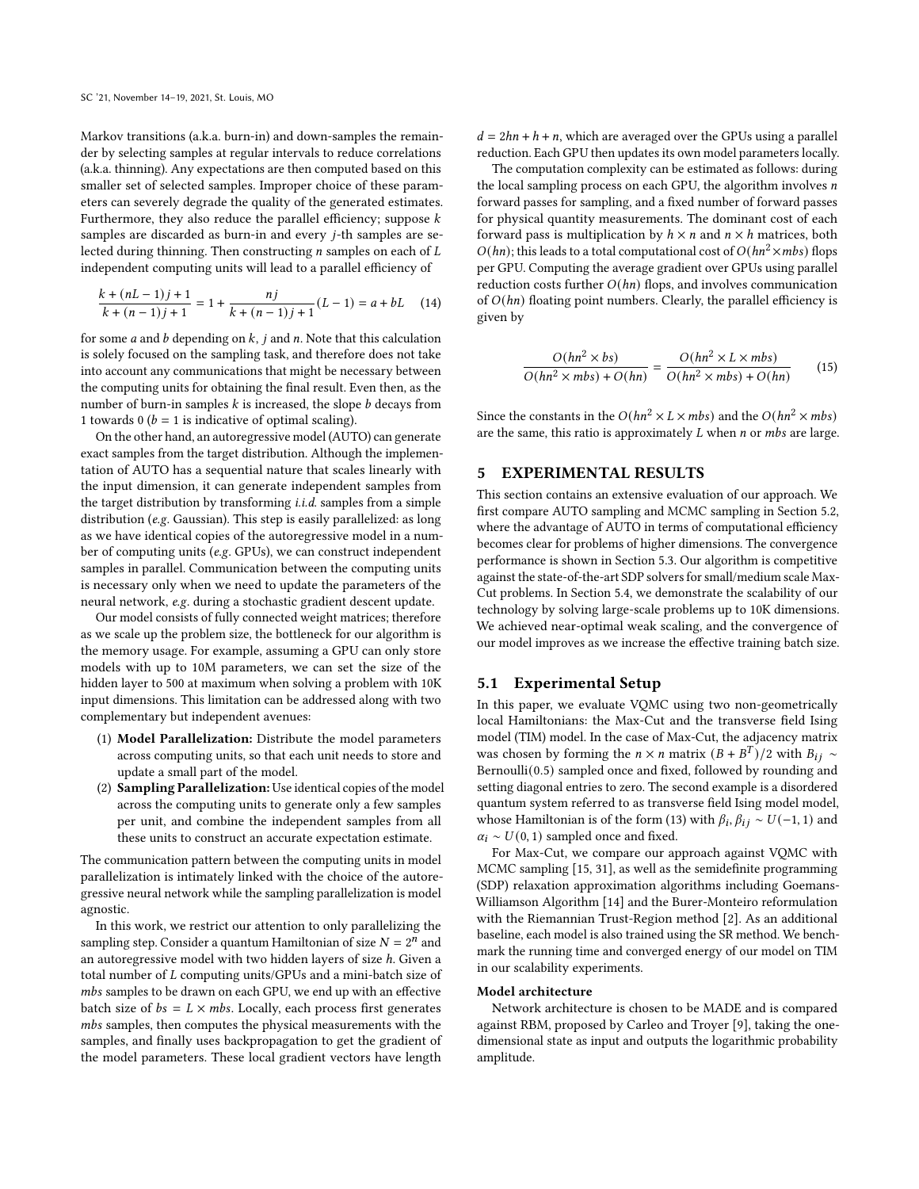Markov transitions (a.k.a. burn-in) and down-samples the remainder by selecting samples at regular intervals to reduce correlations (a.k.a. thinning). Any expectations are then computed based on this smaller set of selected samples. Improper choice of these parameters can severely degrade the quality of the generated estimates. Furthermore, they also reduce the parallel efficiency; suppose $k$ samples are discarded as burn-in and every $j$-th samples are selected during thinning. Then constructing $n$ samples on each of $L$ independent computing units will lead to a parallel efficiency of

$$\frac{k + (nL - 1)j + 1}{k + (n-1)j + 1} = 1 + \frac{nj}{k + (n-1)j + 1}(L - 1) = a + bL \quad (14)$$

for some $a$ and $b$ depending on $k$, $j$ and $n$. Note that this calculation is solely focused on the sampling task, and therefore does not take into account any communications that might be necessary between the computing units for obtaining the final result. Even then, as the number of burn-in samples $k$ is increased, the slope $b$ decays from 1 towards 0 ($b = 1$ is indicative of optimal scaling).

On the other hand, an autoregressive model (AUTO) can generate exact samples from the target distribution. Although the implementation of AUTO has a sequential nature that scales linearly with the input dimension, it can generate independent samples from the target distribution by transforming *i.i.d.* samples from a simple distribution (*e.g.* Gaussian). This step is easily parallelized: as long as we have identical copies of the autoregressive model in a number of computing units (*e.g.* GPUs), we can construct independent samples in parallel. Communication between the computing units is necessary only when we need to update the parameters of the neural network, *e.g.* during a stochastic gradient descent update.

Our model consists of fully connected weight matrices; therefore as we scale up the problem size, the bottleneck for our algorithm is the memory usage. For example, assuming a GPU can only store models with up to 10M parameters, we can set the size of the hidden layer to 500 at maximum when solving a problem with 10K input dimensions. This limitation can be addressed along with two complementary but independent avenues:

1. **Model Parallelization:** Distribute the model parameters across computing units, so that each unit needs to store and update a small part of the model.
2. **Sampling Parallelization:** Use identical copies of the model across the computing units to generate only a few samples per unit, and combine the independent samples from all these units to construct an accurate expectation estimate.

The communication pattern between the computing units in model parallelization is intimately linked with the choice of the autoregressive neural network while the sampling parallelization is model agnostic.

In this work, we restrict our attention to only parallelizing the sampling step. Consider a quantum Hamiltonian of size $N = 2^n$ and an autoregressive model with two hidden layers of size $h$. Given a total number of $L$ computing units/GPUs and a mini-batch size of $mbs$ samples to be drawn on each GPU, we end up with an effective batch size of $bs = L \times mbs$. Locally, each process first generates $mbs$ samples, then computes the physical measurements with the samples, and finally uses backpropagation to get the gradient of the model parameters. These local gradient vectors have length $d = 2hn + h + n$, which are averaged over the GPUs using a parallel reduction. Each GPU then updates its own model parameters locally.

The computation complexity can be estimated as follows: during the local sampling process on each GPU, the algorithm involves $n$ forward passes for sampling, and a fixed number of forward passes for physical quantity measurements. The dominant cost of each forward pass is multiplication by $h \times n$ and $n \times h$ matrices, both $O(hn)$; this leads to a total computational cost of $O(hn^2 \times mbs)$ flops per GPU. Computing the average gradient over GPUs using parallel reduction costs further $O(hn)$ flops, and involves communication of $O(hn)$ floating point numbers. Clearly, the parallel efficiency is given by

$$\frac{O(hn^2 \times bs)}{O(hn^2 \times mbs) + O(hn)} = \frac{O(hn^2 \times L \times mbs)}{O(hn^2 \times mbs) + O(hn)} \quad (15)$$

Since the constants in the $O(hn^2 \times L \times mbs)$ and the $O(hn^2 \times mbs)$ are the same, this ratio is approximately $L$ when $n$ or $mbs$ are large.

# 5 EXPERIMENTAL RESULTS

This section contains an extensive evaluation of our approach. We first compare AUTO sampling and MCMC sampling in Section 5.2, where the advantage of AUTO in terms of computational efficiency becomes clear for problems of higher dimensions. The convergence performance is shown in Section 5.3. Our algorithm is competitive against the state-of-the-art SDP solvers for small/medium scale Max-Cut problems. In Section 5.4, we demonstrate the scalability of our technology by solving large-scale problems up to 10K dimensions. We achieved near-optimal weak scaling, and the convergence of our model improves as we increase the effective training batch size.

## 5.1 Experimental Setup

In this paper, we evaluate VQMC using two non-geometrically local Hamiltonians: the Max-Cut and the transverse field Ising model (TIM) model. In the case of Max-Cut, the adjacency matrix was chosen by forming the $n \times n$ matrix $(B + B^T)/2$ with $B_{ij} \sim$ Bernoulli(0.5) sampled once and fixed, followed by rounding and setting diagonal entries to zero. The second example is a disordered quantum system referred to as transverse field Ising model model, whose Hamiltonian is of the form (13) with $\beta_i, \beta_{ij} \sim U(-1, 1)$ and $\alpha_i \sim U(0, 1)$ sampled once and fixed.

For Max-Cut, we compare our approach against VQMC with MCMC sampling [15, 31], as well as the semidefinite programming (SDP) relaxation approximation algorithms including Goemans-Williamson Algorithm [14] and the Burer-Monteiro reformulation with the Riemannian Trust-Region method [2]. As an additional baseline, each model is also trained using the SR method. We benchmark the running time and converged energy of our model on TIM in our scalability experiments.

**Model architecture**

Network architecture is chosen to be MADE and is compared against RBM, proposed by Carleo and Troyer [9], taking the one-dimensional state as input and outputs the logarithmic probability amplitude.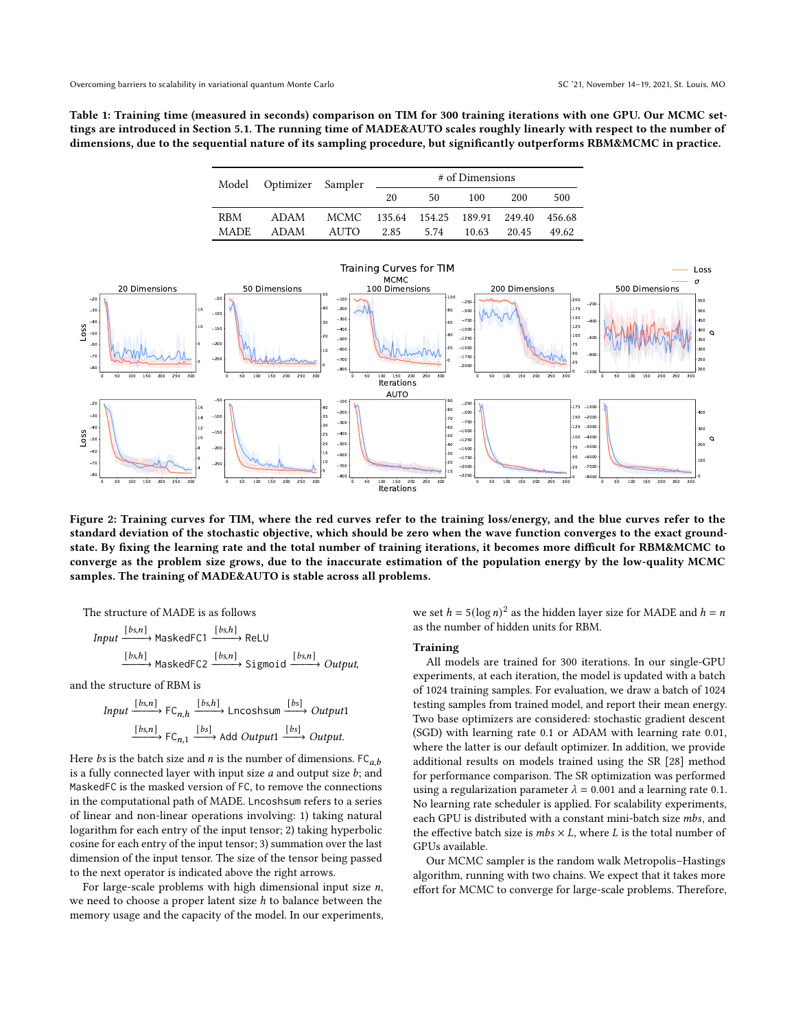**Table 1: Training time (measured in seconds) comparison on TIM for 300 training iterations with one GPU. Our MCMC settings are introduced in Section 5.1. The running time of MADE&AUTO scales roughly linearly with respect to the number of dimensions, due to the sequential nature of its sampling procedure, but significantly outperforms RBM&MCMC in practice.**

| Model | Optimizer | Sampler | # of Dimensions | | | | |
|---|---|---|---|---|---|---|---|
| | | | 20 | 50 | 100 | 200 | 500 |
| RBM | ADAM | MCMC | 135.64 | 154.25 | 189.91 | 249.40 | 456.68 |
| MADE | ADAM | AUTO | 2.85 | 5.74 | 10.63 | 20.45 | 49.62 |

Training Curves for TIM

MCMC

20 Dimensions
50 Dimensions
100 Dimensions
200 Dimensions
500 Dimensions

AUTO

Loss
σ
Iterations

**Figure 2: Training curves for TIM, where the red curves refer to the training loss/energy, and the blue curves refer to the standard deviation of the stochastic objective, which should be zero when the wave function converges to the exact ground-state. By fixing the learning rate and the total number of training iterations, it becomes more difficult for RBM&MCMC to converge as the problem size grows, due to the inaccurate estimation of the population energy by the low-quality MCMC samples. The training of MADE&AUTO is stable across all problems.**

The structure of MADE is as follows

$$Input \xrightarrow{[bs,n]} \texttt{MaskedFC1} \xrightarrow{[bs,h]} \texttt{ReLU}$$
$$\xrightarrow{[bs,h]} \texttt{MaskedFC2} \xrightarrow{[bs,n]} \texttt{Sigmoid} \xrightarrow{[bs,n]} Output,$$

and the structure of RBM is

$$Input \xrightarrow{[bs,n]} \texttt{FC}_{n,h} \xrightarrow{[bs,h]} \texttt{Lncoshsum} \xrightarrow{[bs]} Output1$$
$$\xrightarrow{[bs,n]} \texttt{FC}_{n,1} \xrightarrow{[bs]} \texttt{Add}\ Output1 \xrightarrow{[bs]} Output.$$

Here $bs$ is the batch size and $n$ is the number of dimensions. $\texttt{FC}_{a,b}$ is a fully connected layer with input size $a$ and output size $b$; and MaskedFC is the masked version of FC, to remove the connections in the computational path of MADE. Lncoshsum refers to a series of linear and non-linear operations involving: 1) taking natural logarithm for each entry of the input tensor; 2) taking hyperbolic cosine for each entry of the input tensor; 3) summation over the last dimension of the input tensor. The size of the tensor being passed to the next operator is indicated above the right arrows.

For large-scale problems with high dimensional input size $n$, we need to choose a proper latent size $h$ to balance between the memory usage and the capacity of the model. In our experiments, we set $h = 5(\log n)^2$ as the hidden layer size for MADE and $h = n$ as the number of hidden units for RBM.

### Training

All models are trained for 300 iterations. In our single-GPU experiments, at each iteration, the model is updated with a batch of 1024 training samples. For evaluation, we draw a batch of 1024 testing samples from trained model, and report their mean energy. Two base optimizers are considered: stochastic gradient descent (SGD) with learning rate 0.1 or ADAM with learning rate 0.01, where the latter is our default optimizer. In addition, we provide additional results on models trained using the SR [28] method for performance comparison. The SR optimization was performed using a regularization parameter $\lambda = 0.001$ and a learning rate 0.1. No learning rate scheduler is applied. For scalability experiments, each GPU is distributed with a constant mini-batch size $mbs$, and the effective batch size is $mbs \times L$, where $L$ is the total number of GPUs available.

Our MCMC sampler is the random walk Metropolis–Hastings algorithm, running with two chains. We expect that it takes more effort for MCMC to converge for large-scale problems. Therefore,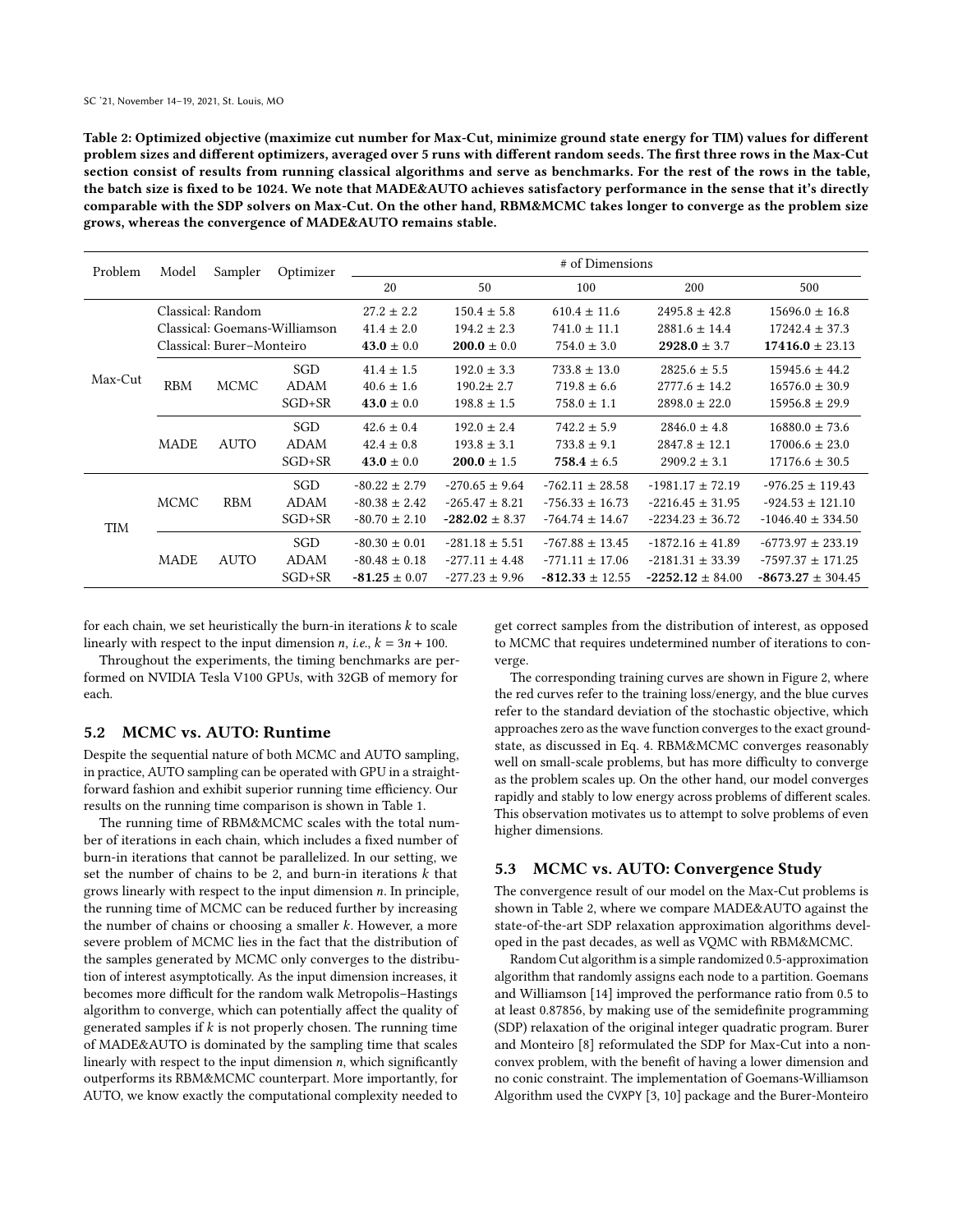**Table 2: Optimized objective (maximize cut number for Max-Cut, minimize ground state energy for TIM) values for different problem sizes and different optimizers, averaged over 5 runs with different random seeds. The first three rows in the Max-Cut section consist of results from running classical algorithms and serve as benchmarks. For the rest of the rows in the table, the batch size is fixed to be 1024. We note that MADE&AUTO achieves satisfactory performance in the sense that it's directly comparable with the SDP solvers on Max-Cut. On the other hand, RBM&MCMC takes longer to converge as the problem size grows, whereas the convergence of MADE&AUTO remains stable.**

| Problem | Model | Sampler | Optimizer | # of Dimensions | | | | |
|---|---|---|---|---|---|---|---|---|
| | | | | 20 | 50 | 100 | 200 | 500 |
| Max-Cut | Classical: Random | | | 27.2 ± 2.2 | 150.4 ± 5.8 | 610.4 ± 11.6 | 2495.8 ± 42.8 | 15696.0 ± 16.8 |
| | Classical: Goemans-Williamson | | | 41.4 ± 2.0 | 194.2 ± 2.3 | 741.0 ± 11.1 | 2881.6 ± 14.4 | 17242.4 ± 37.3 |
| | Classical: Burer–Monteiro | | | **43.0** ± 0.0 | **200.0** ± 0.0 | 754.0 ± 3.0 | **2928.0** ± 3.7 | **17416.0** ± 23.13 |
| | RBM | MCMC | SGD | 41.4 ± 1.5 | 192.0 ± 3.3 | 733.8 ± 13.0 | 2825.6 ± 5.5 | 15945.6 ± 44.2 |
| | | | ADAM | 40.6 ± 1.6 | 190.2± 2.7 | 719.8 ± 6.6 | 2777.6 ± 14.2 | 16576.0 ± 30.9 |
| | | | SGD+SR | **43.0** ± 0.0 | 198.8 ± 1.5 | 758.0 ± 1.1 | 2898.0 ± 22.0 | 15956.8 ± 29.9 |
| | MADE | AUTO | SGD | 42.6 ± 0.4 | 192.0 ± 2.4 | 742.2 ± 5.9 | 2846.0 ± 4.8 | 16880.0 ± 73.6 |
| | | | ADAM | 42.4 ± 0.8 | 193.8 ± 3.1 | 733.8 ± 9.1 | 2847.8 ± 12.1 | 17006.6 ± 23.0 |
| | | | SGD+SR | **43.0** ± 0.0 | **200.0** ± 1.5 | **758.4** ± 6.5 | 2909.2 ± 3.1 | 17176.6 ± 30.5 |
| TIM | MCMC | RBM | SGD | -80.22 ± 2.79 | -270.65 ± 9.64 | -762.11 ± 28.58 | -1981.17 ± 72.19 | -976.25 ± 119.43 |
| | | | ADAM | -80.38 ± 2.42 | -265.47 ± 8.21 | -756.33 ± 16.73 | -2216.45 ± 31.95 | -924.53 ± 121.10 |
| | | | SGD+SR | -80.70 ± 2.10 | **-282.02** ± 8.37 | -764.74 ± 14.67 | -2234.23 ± 36.72 | -1046.40 ± 334.50 |
| | MADE | AUTO | SGD | -80.30 ± 0.01 | -281.18 ± 5.51 | -767.88 ± 13.45 | -1872.16 ± 41.89 | -6773.97 ± 233.19 |
| | | | ADAM | -80.48 ± 0.18 | -277.11 ± 4.48 | -771.11 ± 17.06 | -2181.31 ± 33.39 | -7597.37 ± 171.25 |
| | | | SGD+SR | **-81.25** ± 0.07 | -277.23 ± 9.96 | **-812.33** ± 12.55 | **-2252.12** ± 84.00 | **-8673.27** ± 304.45 |

for each chain, we set heuristically the burn-in iterations $k$ to scale linearly with respect to the input dimension $n$, *i.e.*, $k = 3n + 100$.

Throughout the experiments, the timing benchmarks are performed on NVIDIA Tesla V100 GPUs, with 32GB of memory for each.

## 5.2 MCMC vs. AUTO: Runtime

Despite the sequential nature of both MCMC and AUTO sampling, in practice, AUTO sampling can be operated with GPU in a straightforward fashion and exhibit superior running time efficiency. Our results on the running time comparison is shown in Table 1.

The running time of RBM&MCMC scales with the total number of iterations in each chain, which includes a fixed number of burn-in iterations that cannot be parallelized. In our setting, we set the number of chains to be 2, and burn-in iterations $k$ that grows linearly with respect to the input dimension $n$. In principle, the running time of MCMC can be reduced further by increasing the number of chains or choosing a smaller $k$. However, a more severe problem of MCMC lies in the fact that the distribution of the samples generated by MCMC only converges to the distribution of interest asymptotically. As the input dimension increases, it becomes more difficult for the random walk Metropolis–Hastings algorithm to converge, which can potentially affect the quality of generated samples if $k$ is not properly chosen. The running time of MADE&AUTO is dominated by the sampling time that scales linearly with respect to the input dimension $n$, which significantly outperforms its RBM&MCMC counterpart. More importantly, for AUTO, we know exactly the computational complexity needed to get correct samples from the distribution of interest, as opposed to MCMC that requires undetermined number of iterations to converge.

The corresponding training curves are shown in Figure 2, where the red curves refer to the training loss/energy, and the blue curves refer to the standard deviation of the stochastic objective, which approaches zero as the wave function converges to the exact ground-state, as discussed in Eq. 4. RBM&MCMC converges reasonably well on small-scale problems, but has more difficulty to converge as the problem scales up. On the other hand, our model converges rapidly and stably to low energy across problems of different scales. This observation motivates us to attempt to solve problems of even higher dimensions.

## 5.3 MCMC vs. AUTO: Convergence Study

The convergence result of our model on the Max-Cut problems is shown in Table 2, where we compare MADE&AUTO against the state-of-the-art SDP relaxation approximation algorithms developed in the past decades, as well as VQMC with RBM&MCMC.

Random Cut algorithm is a simple randomized 0.5-approximation algorithm that randomly assigns each node to a partition. Goemans and Williamson [14] improved the performance ratio from 0.5 to at least 0.87856, by making use of the semidefinite programming (SDP) relaxation of the original integer quadratic program. Burer and Monteiro [8] reformulated the SDP for Max-Cut into a non-convex problem, with the benefit of having a lower dimension and no conic constraint. The implementation of Goemans-Williamson Algorithm used the CVXPY [3, 10] package and the Burer-Monteiro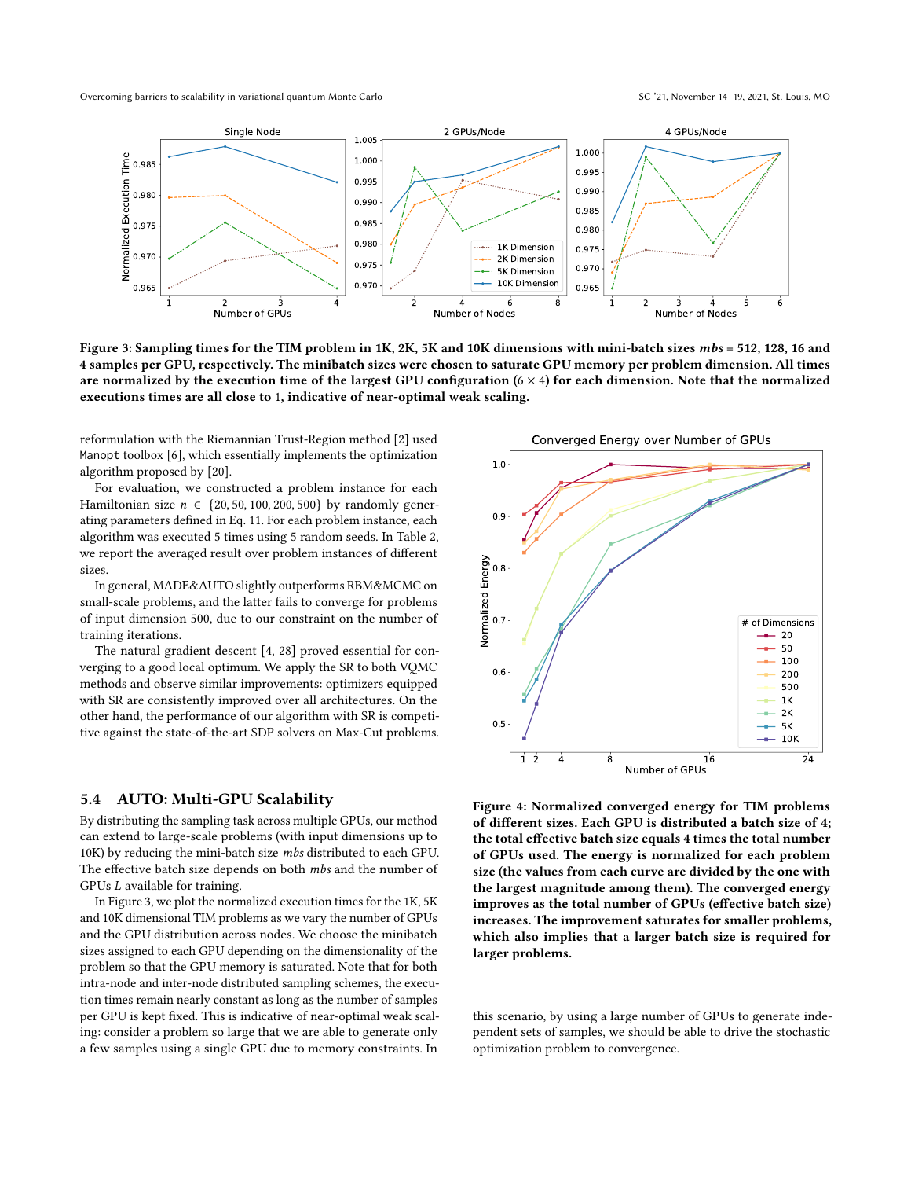reformulation with the Riemannian Trust-Region method [2] used Manopt toolbox [6], which essentially implements the optimization algorithm proposed by [20].

For evaluation, we constructed a problem instance for each Hamiltonian size $n \in \{20, 50, 100, 200, 500\}$ by randomly generating parameters defined in Eq. 11. For each problem instance, each algorithm was executed 5 times using 5 random seeds. In Table 2, we report the averaged result over problem instances of different sizes.

In general, MADE&AUTO slightly outperforms RBM&MCMC on small-scale problems, and the latter fails to converge for problems of input dimension 500, due to our constraint on the number of training iterations.

The natural gradient descent [4, 28] proved essential for converging to a good local optimum. We apply the SR to both VQMC methods and observe similar improvements: optimizers equipped with SR are consistently improved over all architectures. On the other hand, the performance of our algorithm with SR is competitive against the state-of-the-art SDP solvers on Max-Cut problems.

## 5.4 AUTO: Multi-GPU Scalability

By distributing the sampling task across multiple GPUs, our method can extend to large-scale problems (with input dimensions up to 10K) by reducing the mini-batch size *mbs* distributed to each GPU. The effective batch size depends on both *mbs* and the number of GPUs $L$ available for training.

In Figure 3, we plot the normalized execution times for the 1K, 5K and 10K dimensional TIM problems as we vary the number of GPUs and the GPU distribution across nodes. We choose the minibatch sizes assigned to each GPU depending on the dimensionality of the problem so that the GPU memory is saturated. Note that for both intra-node and inter-node distributed sampling schemes, the execution times remain nearly constant as long as the number of samples per GPU is kept fixed. This is indicative of near-optimal weak scaling: consider a problem so large that we are able to generate only a few samples using a single GPU due to memory constraints. In this scenario, by using a large number of GPUs to generate independent sets of samples, we should be able to drive the stochastic optimization problem to convergence.

**Figure 3: Sampling times for the TIM problem in 1K, 2K, 5K and 10K dimensions with mini-batch sizes *mbs* = 512, 128, 16 and 4 samples per GPU, respectively. The minibatch sizes were chosen to saturate GPU memory per problem dimension. All times are normalized by the execution time of the largest GPU configuration ($6 \times 4$) for each dimension. Note that the normalized executions times are all close to 1, indicative of near-optimal weak scaling.**

**Figure 4: Normalized converged energy for TIM problems of different sizes. Each GPU is distributed a batch size of 4; the total effective batch size equals 4 times the total number of GPUs used. The energy is normalized for each problem size (the values from each curve are divided by the one with the largest magnitude among them). The converged energy improves as the total number of GPUs (effective batch size) increases. The improvement saturates for smaller problems, which also implies that a larger batch size is required for larger problems.**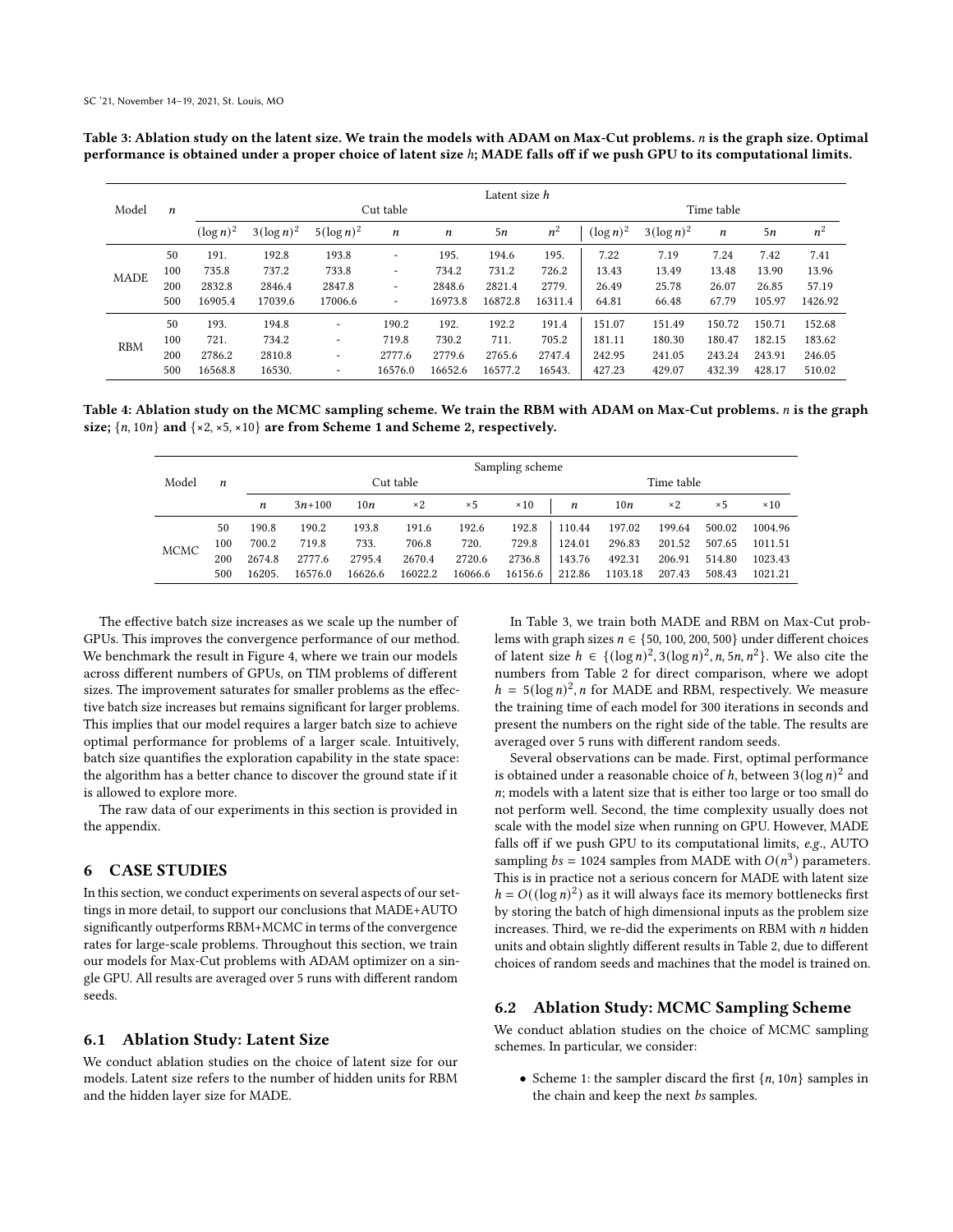Table 3: Ablation study on the latent size. We train the models with ADAM on Max-Cut problems. $n$ is the graph size. Optimal performance is obtained under a proper choice of latent size $h$; MADE falls off if we push GPU to its computational limits.

| Model | $n$ | Latent size $h$ | | | | | | | | | | | |
|---|---|---|---|---|---|---|---|---|---|---|---|---|---|
| | | Cut table | | | | | | | Time table | | | | |
| | | $(\log n)^2$ | $3(\log n)^2$ | $5(\log n)^2$ | $n$ | $n$ | $5n$ | $n^2$ | $(\log n)^2$ | $3(\log n)^2$ | $n$ | $5n$ | $n^2$ |
| MADE | 50 | 191. | 192.8 | 193.8 | - | 195. | 194.6 | 195. | 7.22 | 7.19 | 7.24 | 7.42 | 7.41 |
| | 100 | 735.8 | 737.2 | 733.8 | - | 734.2 | 731.2 | 726.2 | 13.43 | 13.49 | 13.48 | 13.90 | 13.96 |
| | 200 | 2832.8 | 2846.4 | 2847.8 | - | 2848.6 | 2821.4 | 2779. | 26.49 | 25.78 | 26.07 | 26.85 | 57.19 |
| | 500 | 16905.4 | 17039.6 | 17006.6 | - | 16973.8 | 16872.8 | 16311.4 | 64.81 | 66.48 | 67.79 | 105.97 | 1426.92 |
| RBM | 50 | 193. | 194.8 | - | 190.2 | 192. | 192.2 | 191.4 | 151.07 | 151.49 | 150.72 | 150.71 | 152.68 |
| | 100 | 721. | 734.2 | - | 719.8 | 730.2 | 711. | 705.2 | 181.11 | 180.30 | 180.47 | 182.15 | 183.62 |
| | 200 | 2786.2 | 2810.8 | - | 2777.6 | 2779.6 | 2765.6 | 2747.4 | 242.95 | 241.05 | 243.24 | 243.91 | 246.05 |
| | 500 | 16568.8 | 16530. | - | 16576.0 | 16652.6 | 16577.2 | 16543. | 427.23 | 429.07 | 432.39 | 428.17 | 510.02 |

Table 4: Ablation study on the MCMC sampling scheme. We train the RBM with ADAM on Max-Cut problems. $n$ is the graph size; $\{n, 10n\}$ and $\{\times 2, \times 5, \times 10\}$ are from Scheme 1 and Scheme 2, respectively.

| Model | $n$ | Sampling scheme | | | | | | | | | | |
|---|---|---|---|---|---|---|---|---|---|---|---|---|
| | | Cut table | | | | | | Time table | | | | |
| | | $n$ | $3n$+100 | $10n$ | $\times 2$ | $\times 5$ | $\times 10$ | $n$ | $10n$ | $\times 2$ | $\times 5$ | $\times 10$ |
| MCMC | 50 | 190.8 | 190.2 | 193.8 | 191.6 | 192.6 | 192.8 | 110.44 | 197.02 | 199.64 | 500.02 | 1004.96 |
| | 100 | 700.2 | 719.8 | 733. | 706.8 | 720. | 729.8 | 124.01 | 296.83 | 201.52 | 507.65 | 1011.51 |
| | 200 | 2674.8 | 2777.6 | 2795.4 | 2670.4 | 2720.6 | 2736.8 | 143.76 | 492.31 | 206.91 | 514.80 | 1023.43 |
| | 500 | 16205. | 16576.0 | 16626.6 | 16022.2 | 16066.6 | 16156.6 | 212.86 | 1103.18 | 207.43 | 508.43 | 1021.21 |

The effective batch size increases as we scale up the number of GPUs. This improves the convergence performance of our method. We benchmark the result in Figure 4, where we train our models across different numbers of GPUs, on TIM problems of different sizes. The improvement saturates for smaller problems as the effective batch size increases but remains significant for larger problems. This implies that our model requires a larger batch size to achieve optimal performance for problems of a larger scale. Intuitively, batch size quantifies the exploration capability in the state space: the algorithm has a better chance to discover the ground state if it is allowed to explore more.

The raw data of our experiments in this section is provided in the appendix.

## 6 CASE STUDIES

In this section, we conduct experiments on several aspects of our settings in more detail, to support our conclusions that MADE+AUTO significantly outperforms RBM+MCMC in terms of the convergence rates for large-scale problems. Throughout this section, we train our models for Max-Cut problems with ADAM optimizer on a single GPU. All results are averaged over 5 runs with different random seeds.

### 6.1 Ablation Study: Latent Size

We conduct ablation studies on the choice of latent size for our models. Latent size refers to the number of hidden units for RBM and the hidden layer size for MADE.

In Table 3, we train both MADE and RBM on Max-Cut problems with graph sizes $n \in \{50, 100, 200, 500\}$ under different choices of latent size $h \in \{(\log n)^2, 3(\log n)^2, n, 5n, n^2\}$. We also cite the numbers from Table 2 for direct comparison, where we adopt $h = 5(\log n)^2, n$ for MADE and RBM, respectively. We measure the training time of each model for 300 iterations in seconds and present the numbers on the right side of the table. The results are averaged over 5 runs with different random seeds.

Several observations can be made. First, optimal performance is obtained under a reasonable choice of $h$, between $3(\log n)^2$ and $n$; models with a latent size that is either too large or too small do not perform well. Second, the time complexity usually does not scale with the model size when running on GPU. However, MADE falls off if we push GPU to its computational limits, *e.g.*, AUTO sampling $bs = 1024$ samples from MADE with $O(n^3)$ parameters. This is in practice not a serious concern for MADE with latent size $h = O((\log n)^2)$ as it will always face its memory bottlenecks first by storing the batch of high dimensional inputs as the problem size increases. Third, we re-did the experiments on RBM with $n$ hidden units and obtain slightly different results in Table 2, due to different choices of random seeds and machines that the model is trained on.

### 6.2 Ablation Study: MCMC Sampling Scheme

We conduct ablation studies on the choice of MCMC sampling schemes. In particular, we consider:

- Scheme 1: the sampler discard the first $\{n, 10n\}$ samples in the chain and keep the next $bs$ samples.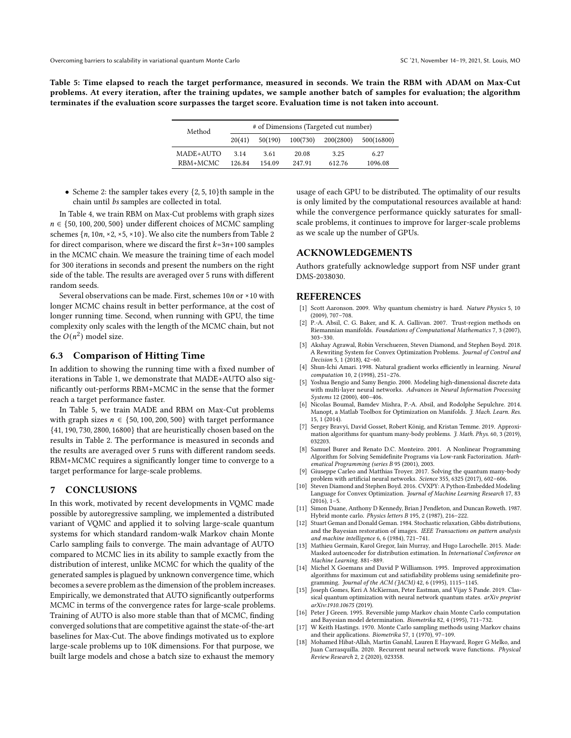**Table 5: Time elapsed to reach the target performance, measured in seconds. We train the RBM with ADAM on Max-Cut problems. At every iteration, after the training updates, we sample another batch of samples for evaluation; the algorithm terminates if the evaluation score surpasses the target score. Evaluation time is not taken into account.**

| Method | # of Dimensions (Targeted cut number) | | | | |
|---|---|---|---|---|---|
| | 20(41) | 50(190) | 100(730) | 200(2800) | 500(16800) |
| MADE+AUTO | 3.14 | 3.61 | 20.08 | 3.25 | 6.27 |
| RBM+MCMC | 126.84 | 154.09 | 247.91 | 612.76 | 1096.08 |

- Scheme 2: the sampler takes every $\{2, 5, 10\}$th sample in the chain until $bs$ samples are collected in total.

In Table 4, we train RBM on Max-Cut problems with graph sizes $n \in \{50, 100, 200, 500\}$ under different choices of MCMC sampling schemes $\{n, 10n, \times 2, \times 5, \times 10\}$. We also cite the numbers from Table 2 for direct comparison, where we discard the first $k$=3$n$+100 samples in the MCMC chain. We measure the training time of each model for 300 iterations in seconds and present the numbers on the right side of the table. The results are averaged over 5 runs with different random seeds.

Several observations can be made. First, schemes 10$n$ or ×10 with longer MCMC chains result in better performance, at the cost of longer running time. Second, when running with GPU, the time complexity only scales with the length of the MCMC chain, but not the $O(n^2)$ model size.

### 6.3 Comparison of Hitting Time

In addition to showing the running time with a fixed number of iterations in Table 1, we demonstrate that MADE+AUTO also significantly out-performs RBM+MCMC in the sense that the former reach a target performance faster.

In Table 5, we train MADE and RBM on Max-Cut problems with graph sizes $n \in \{50, 100, 200, 500\}$ with target performance $\{41, 190, 730, 2800, 16800\}$ that are heuristically chosen based on the results in Table 2. The performance is measured in seconds and the results are averaged over 5 runs with different random seeds. RBM+MCMC requires a significantly longer time to converge to a target performance for large-scale problems.

## 7 CONCLUSIONS

In this work, motivated by recent developments in VQMC made possible by autoregressive sampling, we implemented a distributed variant of VQMC and applied it to solving large-scale quantum systems for which standard random-walk Markov chain Monte Carlo sampling fails to converge. The main advantage of AUTO compared to MCMC lies in its ability to sample exactly from the distribution of interest, unlike MCMC for which the quality of the generated samples is plagued by unknown convergence time, which becomes a severe problem as the dimension of the problem increases. Empirically, we demonstrated that AUTO significantly outperforms MCMC in terms of the convergence rates for large-scale problems. Training of AUTO is also more stable than that of MCMC, finding converged solutions that are competitive against the state-of-the-art baselines for Max-Cut. The above findings motivated us to explore large-scale problems up to 10K dimensions. For that purpose, we built large models and chose a batch size to exhaust the memory usage of each GPU to be distributed. The optimality of our results is only limited by the computational resources available at hand: while the convergence performance quickly saturates for small-scale problems, it continues to improve for larger-scale problems as we scale up the number of GPUs.

## ACKNOWLEDGEMENTS

Authors gratefully acknowledge support from NSF under grant DMS-2038030.

## REFERENCES

[1] Scott Aaronson. 2009. Why quantum chemistry is hard. *Nature Physics* 5, 10 (2009), 707–708.

[2] P.-A. Absil, C. G. Baker, and K. A. Gallivan. 2007. Trust-region methods on Riemannian manifolds. *Foundations of Computational Mathematics* 7, 3 (2007), 303–330.

[3] Akshay Agrawal, Robin Verschueren, Steven Diamond, and Stephen Boyd. 2018. A Rewriting System for Convex Optimization Problems. *Journal of Control and Decision* 5, 1 (2018), 42–60.

[4] Shun-Ichi Amari. 1998. Natural gradient works efficiently in learning. *Neural computation* 10, 2 (1998), 251–276.

[5] Yoshua Bengio and Samy Bengio. 2000. Modeling high-dimensional discrete data with multi-layer neural networks. *Advances in Neural Information Processing Systems* 12 (2000), 400–406.

[6] Nicolas Boumal, Bamdev Mishra, P.-A. Absil, and Rodolphe Sepulchre. 2014. Manopt, a Matlab Toolbox for Optimization on Manifolds. *J. Mach. Learn. Res.* 15, 1 (2014).

[7] Sergey Bravyi, David Gosset, Robert König, and Kristan Temme. 2019. Approximation algorithms for quantum many-body problems. *J. Math. Phys.* 60, 3 (2019), 032203.

[8] Samuel Burer and Renato D.C. Monteiro. 2001. A Nonlinear Programming Algorithm for Solving Semidefinite Programs via Low-rank Factorization. *Mathematical Programming (series B* 95 (2001), 2003.

[9] Giuseppe Carleo and Matthias Troyer. 2017. Solving the quantum many-body problem with artificial neural networks. *Science* 355, 6325 (2017), 602–606.

[10] Steven Diamond and Stephen Boyd. 2016. CVXPY: A Python-Embedded Modeling Language for Convex Optimization. *Journal of Machine Learning Research* 17, 83 (2016), 1–5.

[11] Simon Duane, Anthony D Kennedy, Brian J Pendleton, and Duncan Roweth. 1987. Hybrid monte carlo. *Physics letters B* 195, 2 (1987), 216–222.

[12] Stuart Geman and Donald Geman. 1984. Stochastic relaxation, Gibbs distributions, and the Bayesian restoration of images. *IEEE Transactions on pattern analysis and machine intelligence* 6, 6 (1984), 721–741.

[13] Mathieu Germain, Karol Gregor, Iain Murray, and Hugo Larochelle. 2015. Made: Masked autoencoder for distribution estimation. In *International Conference on Machine Learning*. 881–889.

[14] Michel X Goemans and David P Williamson. 1995. Improved approximation algorithms for maximum cut and satisfiability problems using semidefinite programming. *Journal of the ACM (JACM)* 42, 6 (1995), 1115–1145.

[15] Joseph Gomes, Keri A McKiernan, Peter Eastman, and Vijay S Pande. 2019. Classical quantum optimization with neural network quantum states. *arXiv preprint arXiv:1910.10675* (2019).

[16] Peter J Green. 1995. Reversible jump Markov chain Monte Carlo computation and Bayesian model determination. *Biometrika* 82, 4 (1995), 711–732.

[17] W Keith Hastings. 1970. Monte Carlo sampling methods using Markov chains and their applications. *Biometrika* 57, 1 (1970), 97–109.

[18] Mohamed Hibat-Allah, Martin Ganahl, Lauren E Hayward, Roger G Melko, and Juan Carrasquilla. 2020. Recurrent neural network wave functions. *Physical Review Research* 2, 2 (2020), 023358.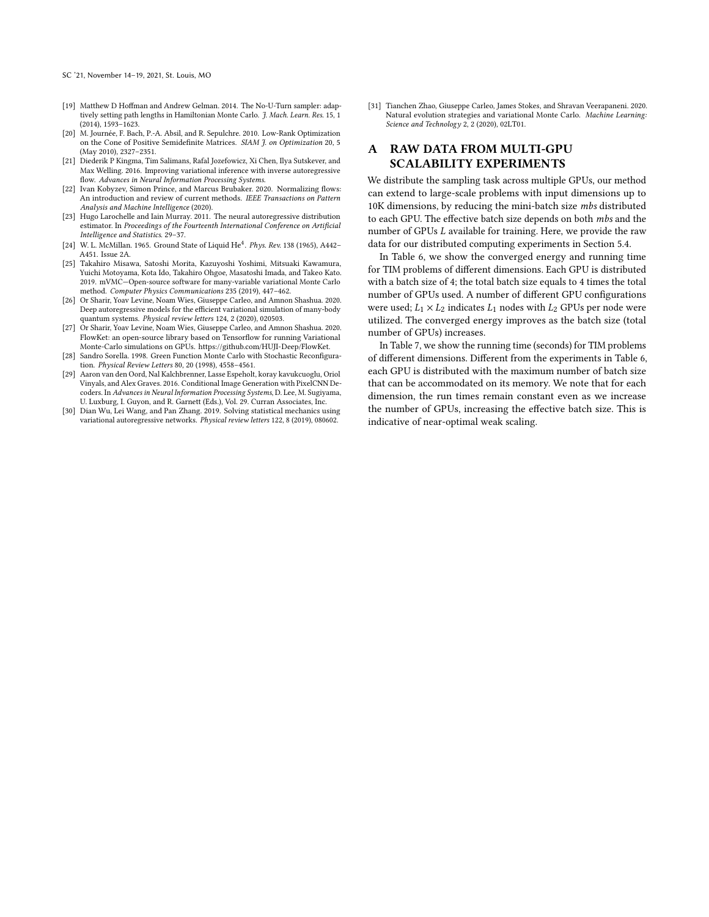[19] Matthew D Hoffman and Andrew Gelman. 2014. The No-U-Turn sampler: adaptively setting path lengths in Hamiltonian Monte Carlo. *J. Mach. Learn. Res.* 15, 1 (2014), 1593–1623.

[20] M. Journée, F. Bach, P.-A. Absil, and R. Sepulchre. 2010. Low-Rank Optimization on the Cone of Positive Semidefinite Matrices. *SIAM J. on Optimization* 20, 5 (May 2010), 2327–2351.

[21] Diederik P Kingma, Tim Salimans, Rafal Jozefowicz, Xi Chen, Ilya Sutskever, and Max Welling. 2016. Improving variational inference with inverse autoregressive flow. *Advances in Neural Information Processing Systems.*

[22] Ivan Kobyzev, Simon Prince, and Marcus Brubaker. 2020. Normalizing flows: An introduction and review of current methods. *IEEE Transactions on Pattern Analysis and Machine Intelligence* (2020).

[23] Hugo Larochelle and Iain Murray. 2011. The neural autoregressive distribution estimator. In *Proceedings of the Fourteenth International Conference on Artificial Intelligence and Statistics*. 29–37.

[24] W. L. McMillan. 1965. Ground State of Liquid $He^4$. *Phys. Rev.* 138 (1965), A442–A451. Issue 2A.

[25] Takahiro Misawa, Satoshi Morita, Kazuyoshi Yoshimi, Mitsuaki Kawamura, Yuichi Motoyama, Kota Ido, Takahiro Ohgoe, Masatoshi Imada, and Takeo Kato. 2019. mVMC—Open-source software for many-variable variational Monte Carlo method. *Computer Physics Communications* 235 (2019), 447–462.

[26] Or Sharir, Yoav Levine, Noam Wies, Giuseppe Carleo, and Amnon Shashua. 2020. Deep autoregressive models for the efficient variational simulation of many-body quantum systems. *Physical review letters* 124, 2 (2020), 020503.

[27] Or Sharir, Yoav Levine, Noam Wies, Giuseppe Carleo, and Amnon Shashua. 2020. FlowKet: an open-source library based on Tensorflow for running Variational Monte-Carlo simulations on GPUs. https://github.com/HUJI-Deep/FlowKet.

[28] Sandro Sorella. 1998. Green Function Monte Carlo with Stochastic Reconfiguration. *Physical Review Letters* 80, 20 (1998), 4558–4561.

[29] Aaron van den Oord, Nal Kalchbrenner, Lasse Espeholt, koray kavukcuoglu, Oriol Vinyals, and Alex Graves. 2016. Conditional Image Generation with PixelCNN Decoders. In *Advances in Neural Information Processing Systems*, D. Lee, M. Sugiyama, U. Luxburg, I. Guyon, and R. Garnett (Eds.), Vol. 29. Curran Associates, Inc.

[30] Dian Wu, Lei Wang, and Pan Zhang. 2019. Solving statistical mechanics using variational autoregressive networks. *Physical review letters* 122, 8 (2019), 080602.

[31] Tianchen Zhao, Giuseppe Carleo, James Stokes, and Shravan Veerapaneni. 2020. Natural evolution strategies and variational Monte Carlo. *Machine Learning: Science and Technology* 2, 2 (2020), 02LT01.

# A RAW DATA FROM MULTI-GPU SCALABILITY EXPERIMENTS

We distribute the sampling task across multiple GPUs, our method can extend to large-scale problems with input dimensions up to 10K dimensions, by reducing the mini-batch size *mbs* distributed to each GPU. The effective batch size depends on both *mbs* and the number of GPUs $L$ available for training. Here, we provide the raw data for our distributed computing experiments in Section 5.4.

In Table 6, we show the converged energy and running time for TIM problems of different dimensions. Each GPU is distributed with a batch size of 4; the total batch size equals to 4 times the total number of GPUs used. A number of different GPU configurations were used; $L_1 \times L_2$ indicates $L_1$ nodes with $L_2$ GPUs per node were utilized. The converged energy improves as the batch size (total number of GPUs) increases.

In Table 7, we show the running time (seconds) for TIM problems of different dimensions. Different from the experiments in Table 6, each GPU is distributed with the maximum number of batch size that can be accommodated on its memory. We note that for each dimension, the run times remain constant even as we increase the number of GPUs, increasing the effective batch size. This is indicative of near-optimal weak scaling.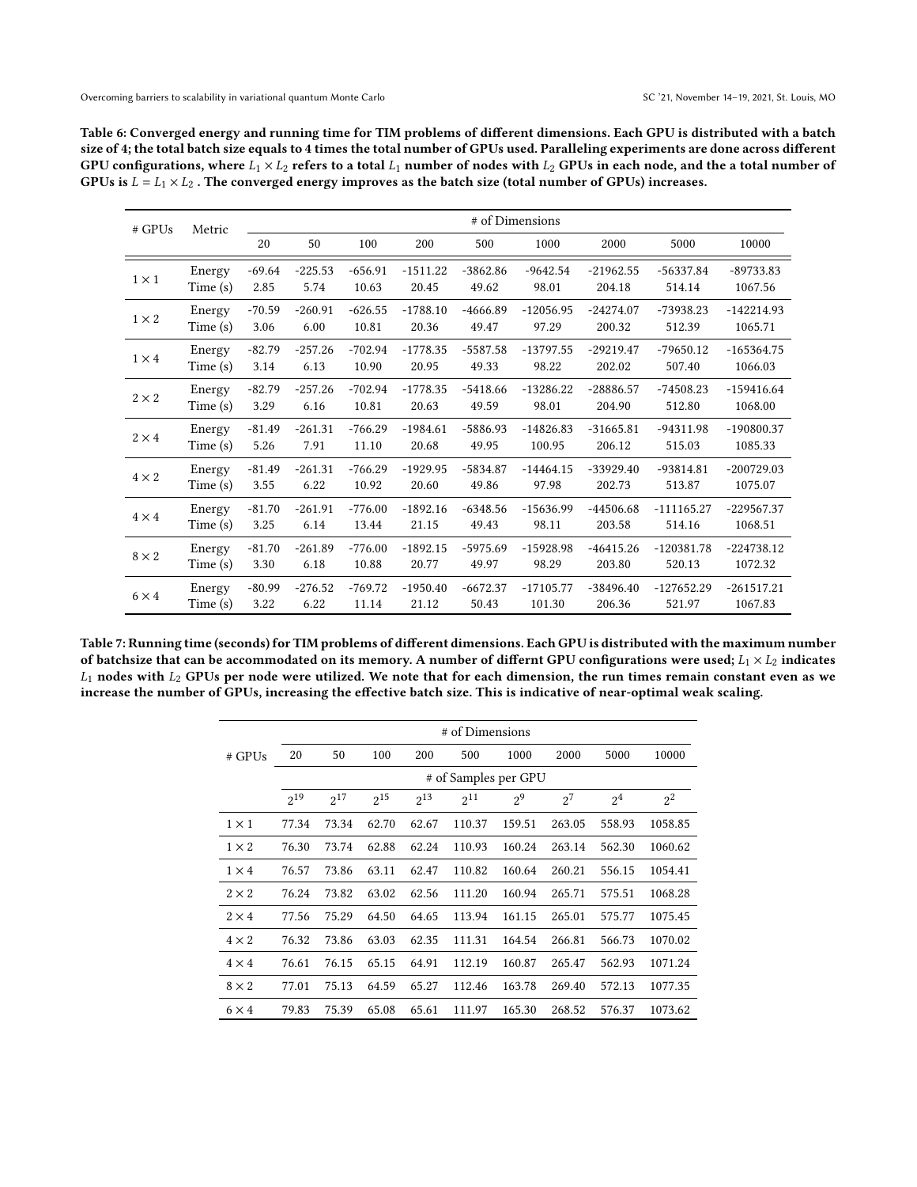**Table 6: Converged energy and running time for TIM problems of different dimensions. Each GPU is distributed with a batch size of 4; the total batch size equals to 4 times the total number of GPUs used. Paralleling experiments are done across different GPU configurations, where $L_1 \times L_2$ refers to a total $L_1$ number of nodes with $L_2$ GPUs in each node, and the a total number of GPUs is $L = L_1 \times L_2$ . The converged energy improves as the batch size (total number of GPUs) increases.**

| # GPUs | Metric | # of Dimensions | | | | | | | | |
|---|---|---|---|---|---|---|---|---|---|---|
| | | 20 | 50 | 100 | 200 | 500 | 1000 | 2000 | 5000 | 10000 |
| $1 \times 1$ | Energy | -69.64 | -225.53 | -656.91 | -1511.22 | -3862.86 | -9642.54 | -21962.55 | -56337.84 | -89733.83 |
| | Time (s) | 2.85 | 5.74 | 10.63 | 20.45 | 49.62 | 98.01 | 204.18 | 514.14 | 1067.56 |
| $1 \times 2$ | Energy | -70.59 | -260.91 | -626.55 | -1788.10 | -4666.89 | -12056.95 | -24274.07 | -73938.23 | -142214.93 |
| | Time (s) | 3.06 | 6.00 | 10.81 | 20.36 | 49.47 | 97.29 | 200.32 | 512.39 | 1065.71 |
| $1 \times 4$ | Energy | -82.79 | -257.26 | -702.94 | -1778.35 | -5587.58 | -13797.55 | -29219.47 | -79650.12 | -165364.75 |
| | Time (s) | 3.14 | 6.13 | 10.90 | 20.95 | 49.33 | 98.22 | 202.02 | 507.40 | 1066.03 |
| $2 \times 2$ | Energy | -82.79 | -257.26 | -702.94 | -1778.35 | -5418.66 | -13286.22 | -28886.57 | -74508.23 | -159416.64 |
| | Time (s) | 3.29 | 6.16 | 10.81 | 20.63 | 49.59 | 98.01 | 204.90 | 512.80 | 1068.00 |
| $2 \times 4$ | Energy | -81.49 | -261.31 | -766.29 | -1984.61 | -5886.93 | -14826.83 | -31665.81 | -94311.98 | -190800.37 |
| | Time (s) | 5.26 | 7.91 | 11.10 | 20.68 | 49.95 | 100.95 | 206.12 | 515.03 | 1085.33 |
| $4 \times 2$ | Energy | -81.49 | -261.31 | -766.29 | -1929.95 | -5834.87 | -14464.15 | -33929.40 | -93814.81 | -200729.03 |
| | Time (s) | 3.55 | 6.22 | 10.92 | 20.60 | 49.86 | 97.98 | 202.73 | 513.87 | 1075.07 |
| $4 \times 4$ | Energy | -81.70 | -261.91 | -776.00 | -1892.16 | -6348.56 | -15636.99 | -44506.68 | -111165.27 | -229567.37 |
| | Time (s) | 3.25 | 6.14 | 13.44 | 21.15 | 49.43 | 98.11 | 203.58 | 514.16 | 1068.51 |
| $8 \times 2$ | Energy | -81.70 | -261.89 | -776.00 | -1892.15 | -5975.69 | -15928.98 | -46415.26 | -120381.78 | -224738.12 |
| | Time (s) | 3.30 | 6.18 | 10.88 | 20.77 | 49.97 | 98.29 | 203.80 | 520.13 | 1072.32 |
| $6 \times 4$ | Energy | -80.99 | -276.52 | -769.72 | -1950.40 | -6672.37 | -17105.77 | -38496.40 | -127652.29 | -261517.21 |
| | Time (s) | 3.22 | 6.22 | 11.14 | 21.12 | 50.43 | 101.30 | 206.36 | 521.97 | 1067.83 |

**Table 7: Running time (seconds) for TIM problems of different dimensions. Each GPU is distributed with the maximum number of batchsize that can be accommodated on its memory. A number of differnt GPU configurations were used; $L_1 \times L_2$ indicates $L_1$ nodes with $L_2$ GPUs per node were utilized. We note that for each dimension, the run times remain constant even as we increase the number of GPUs, increasing the effective batch size. This is indicative of near-optimal weak scaling.**

| # GPUs | # of Dimensions | | | | | | | | |
|---|---|---|---|---|---|---|---|---|---|
| | 20 | 50 | 100 | 200 | 500 | 1000 | 2000 | 5000 | 10000 |
| | # of Samples per GPU | | | | | | | | |
| | $2^{19}$ | $2^{17}$ | $2^{15}$ | $2^{13}$ | $2^{11}$ | $2^{9}$ | $2^{7}$ | $2^{4}$ | $2^{2}$ |
| $1 \times 1$ | 77.34 | 73.34 | 62.70 | 62.67 | 110.37 | 159.51 | 263.05 | 558.93 | 1058.85 |
| $1 \times 2$ | 76.30 | 73.74 | 62.88 | 62.24 | 110.93 | 160.24 | 263.14 | 562.30 | 1060.62 |
| $1 \times 4$ | 76.57 | 73.86 | 63.11 | 62.47 | 110.82 | 160.64 | 260.21 | 556.15 | 1054.41 |
| $2 \times 2$ | 76.24 | 73.82 | 63.02 | 62.56 | 111.20 | 160.94 | 265.71 | 575.51 | 1068.28 |
| $2 \times 4$ | 77.56 | 75.29 | 64.50 | 64.65 | 113.94 | 161.15 | 265.01 | 575.77 | 1075.45 |
| $4 \times 2$ | 76.32 | 73.86 | 63.03 | 62.35 | 111.31 | 164.54 | 266.81 | 566.73 | 1070.02 |
| $4 \times 4$ | 76.61 | 76.15 | 65.15 | 64.91 | 112.19 | 160.87 | 265.47 | 562.93 | 1071.24 |
| $8 \times 2$ | 77.01 | 75.13 | 64.59 | 65.27 | 112.46 | 163.78 | 269.40 | 572.13 | 1077.35 |
| $6 \times 4$ | 79.83 | 75.39 | 65.08 | 65.61 | 111.97 | 165.30 | 268.52 | 576.37 | 1073.62 |